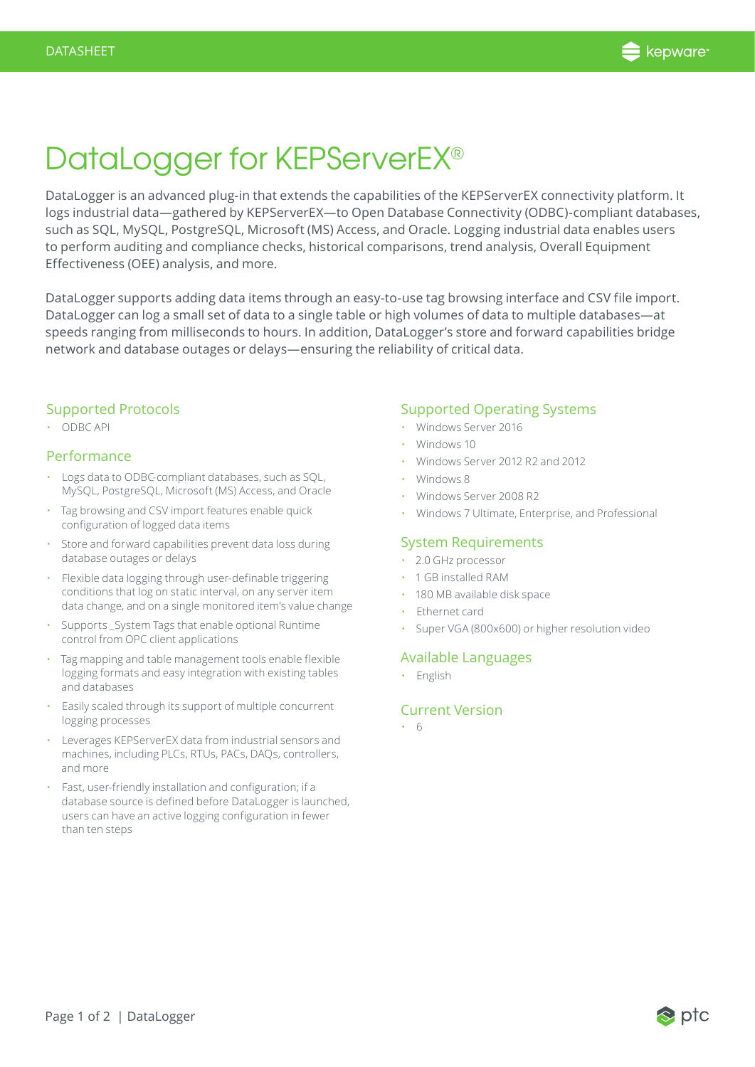DATASHEET

# DataLogger for KEPServerEX®

DataLogger is an advanced plug-in that extends the capabilities of the KEPServerEX connectivity platform. It logs industrial data—gathered by KEPServerEX—to Open Database Connectivity (ODBC)-compliant databases, such as SQL, MySQL, PostgreSQL, Microsoft (MS) Access, and Oracle. Logging industrial data enables users to perform auditing and compliance checks, historical comparisons, trend analysis, Overall Equipment Effectiveness (OEE) analysis, and more.

DataLogger supports adding data items through an easy-to-use tag browsing interface and CSV file import. DataLogger can log a small set of data to a single table or high volumes of data to multiple databases—at speeds ranging from milliseconds to hours. In addition, DataLogger's store and forward capabilities bridge network and database outages or delays—ensuring the reliability of critical data.

## Supported Protocols

- ODBC API

## Performance

- Logs data to ODBC-compliant databases, such as SQL, MySQL, PostgreSQL, Microsoft (MS) Access, and Oracle
- Tag browsing and CSV import features enable quick configuration of logged data items
- Store and forward capabilities prevent data loss during database outages or delays
- Flexible data logging through user-definable triggering conditions that log on static interval, on any server item data change, and on a single monitored item's value change
- Supports _System Tags that enable optional Runtime control from OPC client applications
- Tag mapping and table management tools enable flexible logging formats and easy integration with existing tables and databases
- Easily scaled through its support of multiple concurrent logging processes
- Leverages KEPServerEX data from industrial sensors and machines, including PLCs, RTUs, PACs, DAQs, controllers, and more
- Fast, user-friendly installation and configuration; if a database source is defined before DataLogger is launched, users can have an active logging configuration in fewer than ten steps

## Supported Operating Systems

- Windows Server 2016
- Windows 10
- Windows Server 2012 R2 and 2012
- Windows 8
- Windows Server 2008 R2
- Windows 7 Ultimate, Enterprise, and Professional

## System Requirements

- 2.0 GHz processor
- 1 GB installed RAM
- 180 MB available disk space
- Ethernet card
- Super VGA (800x600) or higher resolution video

## Available Languages

- English

## Current Version

- 6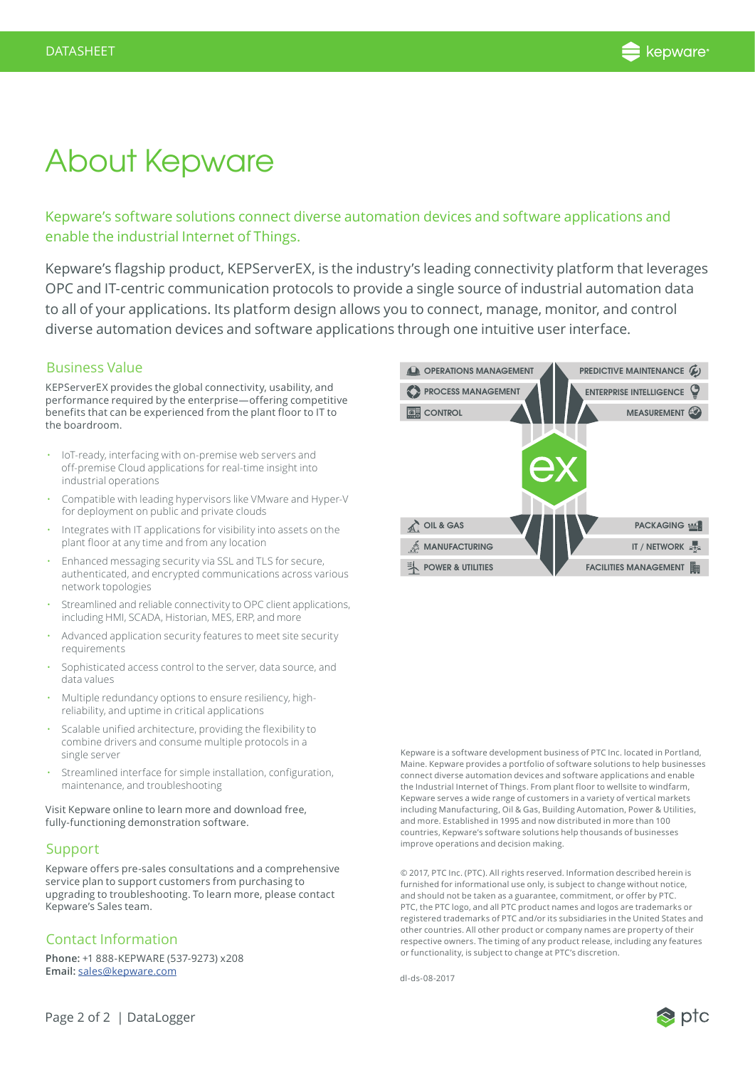# About Kepware

Kepware's software solutions connect diverse automation devices and software applications and enable the industrial Internet of Things.

Kepware's flagship product, KEPServerEX, is the industry's leading connectivity platform that leverages OPC and IT-centric communication protocols to provide a single source of industrial automation data to all of your applications. Its platform design allows you to connect, manage, monitor, and control diverse automation devices and software applications through one intuitive user interface.

## Business Value

KEPServerEX provides the global connectivity, usability, and performance required by the enterprise—offering competitive benefits that can be experienced from the plant floor to IT to the boardroom.

- IoT-ready, interfacing with on-premise web servers and off-premise Cloud applications for real-time insight into industrial operations
- Compatible with leading hypervisors like VMware and Hyper-V for deployment on public and private clouds
- Integrates with IT applications for visibility into assets on the plant floor at any time and from any location
- Enhanced messaging security via SSL and TLS for secure, authenticated, and encrypted communications across various network topologies
- Streamlined and reliable connectivity to OPC client applications, including HMI, SCADA, Historian, MES, ERP, and more
- Advanced application security features to meet site security requirements
- Sophisticated access control to the server, data source, and data values
- Multiple redundancy options to ensure resiliency, high-reliability, and uptime in critical applications
- Scalable unified architecture, providing the flexibility to combine drivers and consume multiple protocols in a single server
- Streamlined interface for simple installation, configuration, maintenance, and troubleshooting

Visit Kepware online to learn more and download free, fully-functioning demonstration software.

## Support

Kepware offers pre-sales consultations and a comprehensive service plan to support customers from purchasing to upgrading to troubleshooting. To learn more, please contact Kepware's Sales team.

## Contact Information

**Phone:** +1 888-KEPWARE (537-9273) x208
**Email:** sales@kepware.com

OPERATIONS MANAGEMENT
PROCESS MANAGEMENT
CONTROL
PREDICTIVE MAINTENANCE
ENTERPRISE INTELLIGENCE
MEASUREMENT
ex
OIL & GAS
MANUFACTURING
POWER & UTILITIES
PACKAGING
IT / NETWORK
FACILITIES MANAGEMENT

Kepware is a software development business of PTC Inc. located in Portland, Maine. Kepware provides a portfolio of software solutions to help businesses connect diverse automation devices and software applications and enable the Industrial Internet of Things. From plant floor to wellsite to windfarm, Kepware serves a wide range of customers in a variety of vertical markets including Manufacturing, Oil & Gas, Building Automation, Power & Utilities, and more. Established in 1995 and now distributed in more than 100 countries, Kepware's software solutions help thousands of businesses improve operations and decision making.

© 2017, PTC Inc. (PTC). All rights reserved. Information described herein is furnished for informational use only, is subject to change without notice, and should not be taken as a guarantee, commitment, or offer by PTC. PTC, the PTC logo, and all PTC product names and logos are trademarks or registered trademarks of PTC and/or its subsidiaries in the United States and other countries. All other product or company names are property of their respective owners. The timing of any product release, including any features or functionality, is subject to change at PTC's discretion.

dl-ds-08-2017